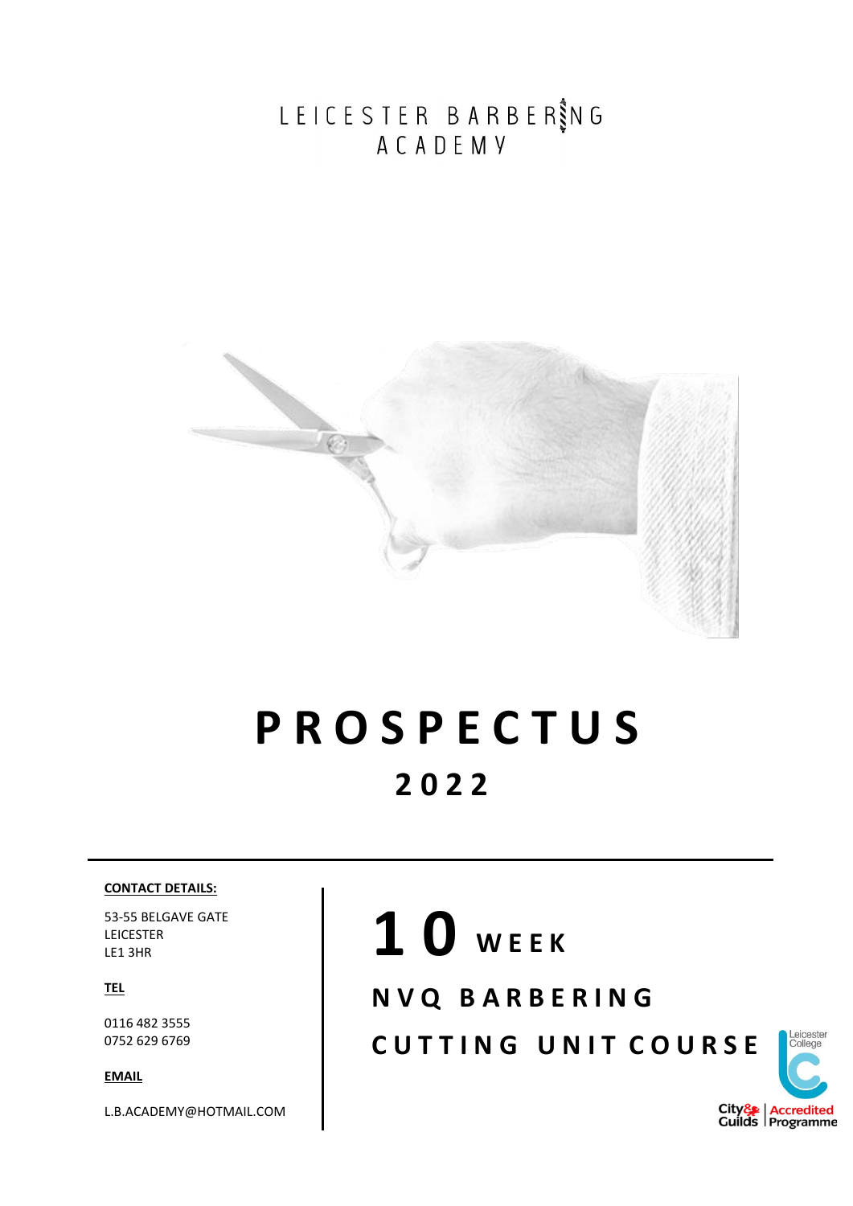# LEICESTER BARBERING ACADEMY

# PROSPECTUS

## 2022

**CONTACT DETAILS:**

53-55 BELGAVE GATE
LEICESTER
LE1 3HR

**TEL**

0116 482 3555
0752 629 6769

**EMAIL**

L.B.ACADEMY@HOTMAIL.COM

## 10 WEEK

## NVQ BARBERING

## CUTTING UNIT COURSE

Leicester College

City & Guilds | Accredited Programme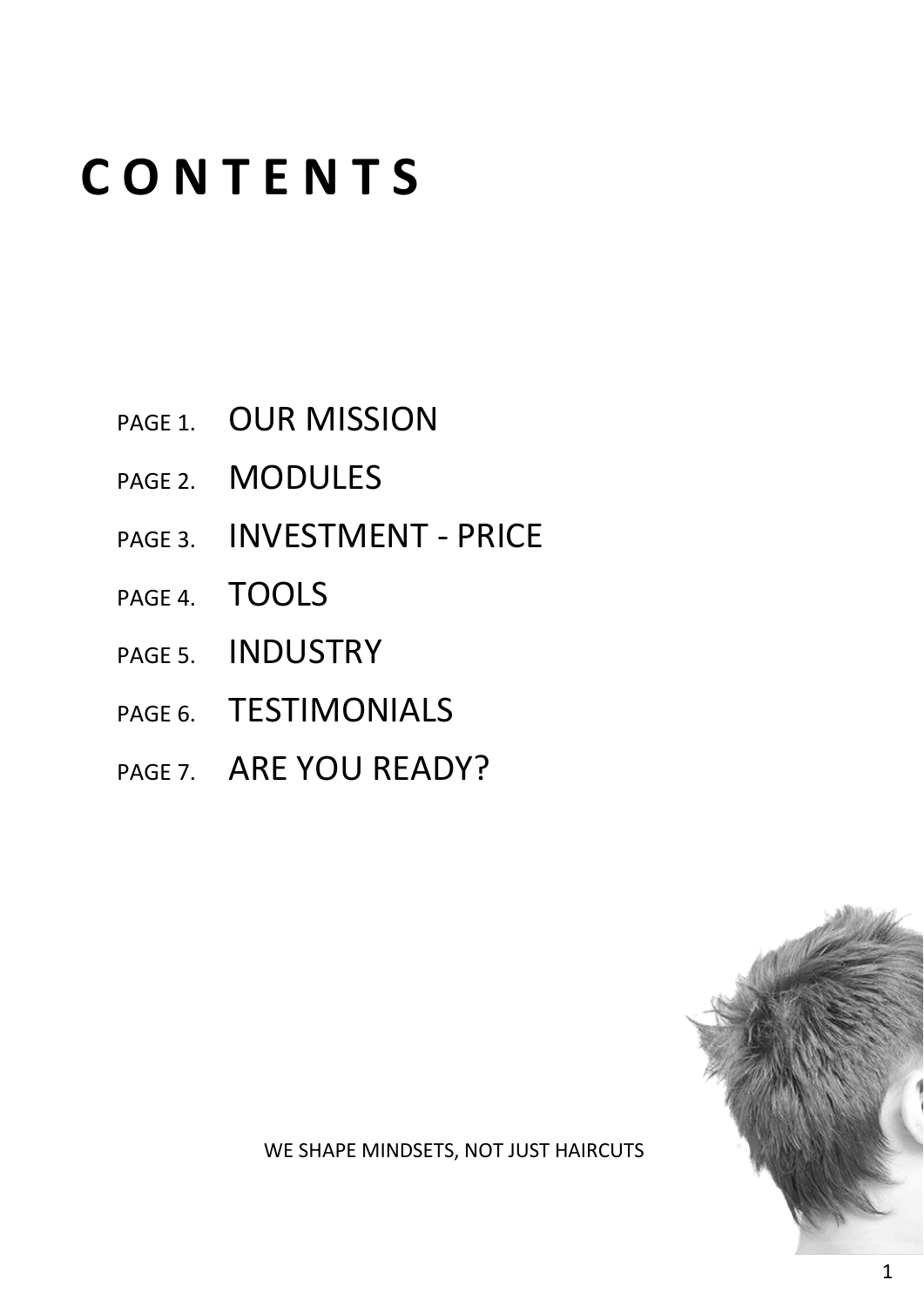# C O N T E N T S

PAGE 1. OUR MISSION

PAGE 2. MODULES

PAGE 3. INVESTMENT - PRICE

PAGE 4. TOOLS

PAGE 5. INDUSTRY

PAGE 6. TESTIMONIALS

PAGE 7. ARE YOU READY?

WE SHAPE MINDSETS, NOT JUST HAIRCUTS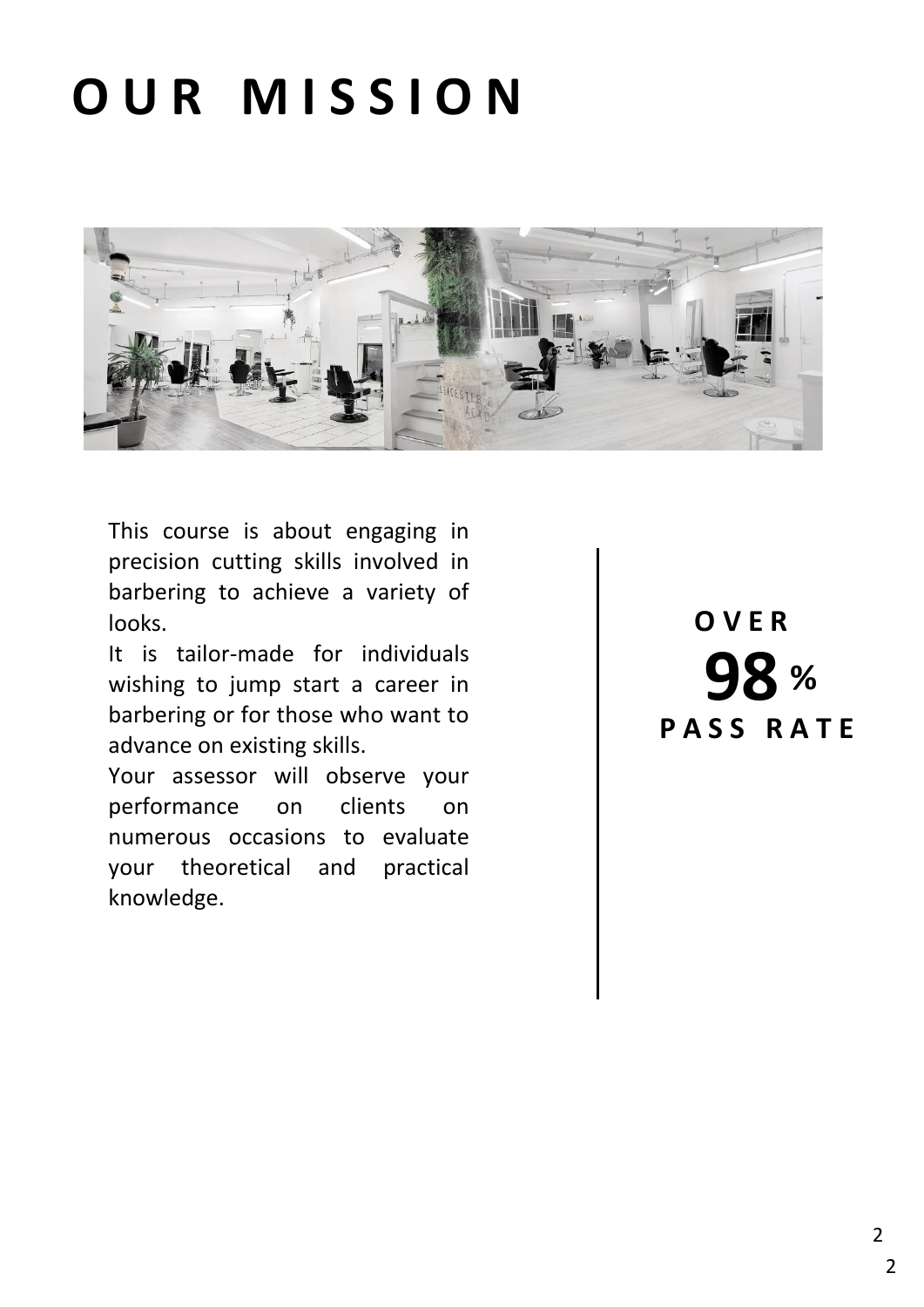# OUR MISSION

This course is about engaging in precision cutting skills involved in barbering to achieve a variety of looks.

It is tailor-made for individuals wishing to jump start a career in barbering or for those who want to advance on existing skills.

Your assessor will observe your performance on clients on numerous occasions to evaluate your theoretical and practical knowledge.

**OVER**
**98 %**
**PASS RATE**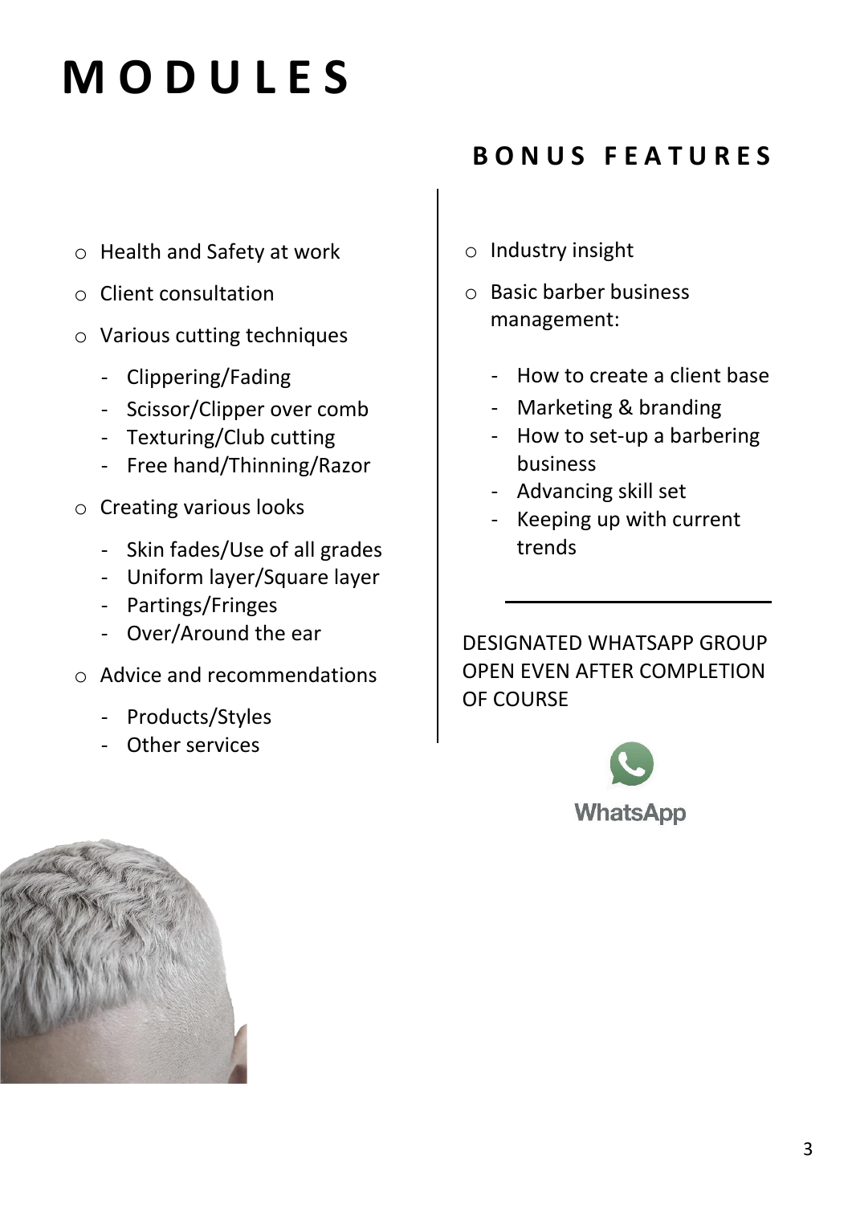# MODULES

- Health and Safety at work
- Client consultation
- Various cutting techniques
  - Clippering/Fading
  - Scissor/Clipper over comb
  - Texturing/Club cutting
  - Free hand/Thinning/Razor
- Creating various looks
  - Skin fades/Use of all grades
  - Uniform layer/Square layer
  - Partings/Fringes
  - Over/Around the ear
- Advice and recommendations
  - Products/Styles
  - Other services

## BONUS FEATURES

- Industry insight
- Basic barber business management:
  - How to create a client base
  - Marketing & branding
  - How to set-up a barbering business
  - Advancing skill set
  - Keeping up with current trends

---

DESIGNATED WHATSAPP GROUP OPEN EVEN AFTER COMPLETION OF COURSE

WhatsApp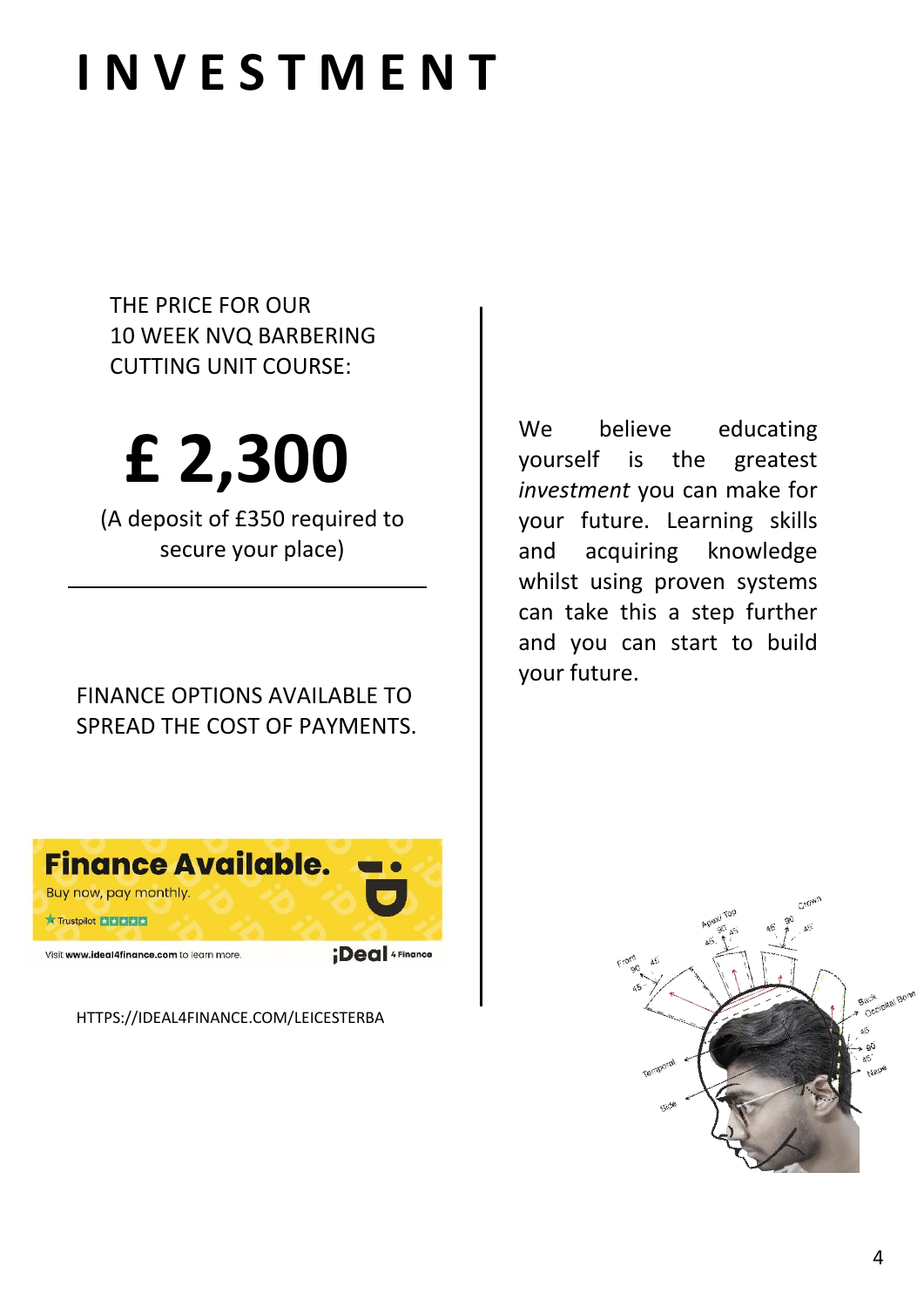# INVESTMENT

THE PRICE FOR OUR 10 WEEK NVQ BARBERING CUTTING UNIT COURSE:

**£ 2,300**

(A deposit of £350 required to secure your place)

FINANCE OPTIONS AVAILABLE TO SPREAD THE COST OF PAYMENTS.

HTTPS://IDEAL4FINANCE.COM/LEICESTERBA

We believe educating yourself is the greatest *investment* you can make for your future. Learning skills and acquiring knowledge whilst using proven systems can take this a step further and you can start to build your future.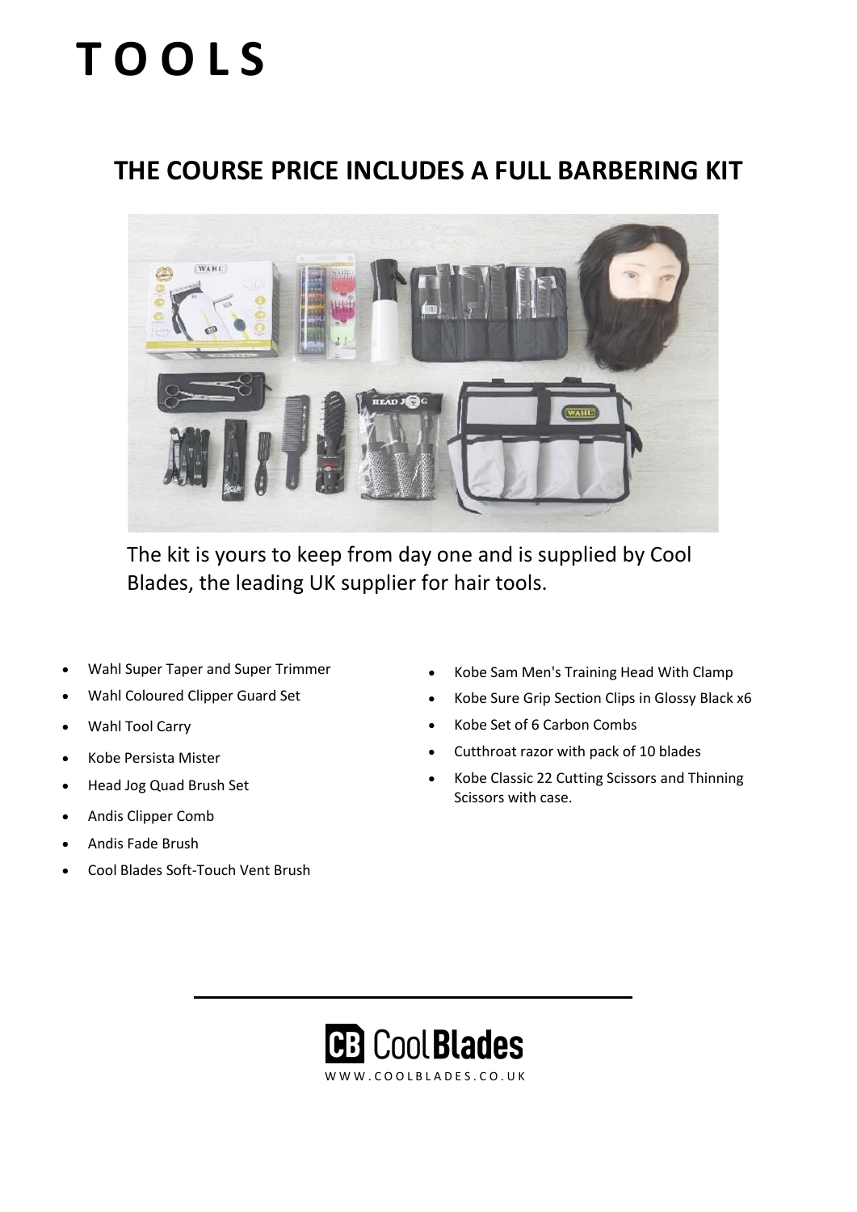# TOOLS

## THE COURSE PRICE INCLUDES A FULL BARBERING KIT

The kit is yours to keep from day one and is supplied by Cool Blades, the leading UK supplier for hair tools.

- Wahl Super Taper and Super Trimmer
- Wahl Coloured Clipper Guard Set
- Wahl Tool Carry
- Kobe Persista Mister
- Head Jog Quad Brush Set
- Andis Clipper Comb
- Andis Fade Brush
- Cool Blades Soft-Touch Vent Brush
- Kobe Sam Men's Training Head With Clamp
- Kobe Sure Grip Section Clips in Glossy Black x6
- Kobe Set of 6 Carbon Combs
- Cutthroat razor with pack of 10 blades
- Kobe Classic 22 Cutting Scissors and Thinning Scissors with case.

CB CoolBlades
WWW.COOLBLADES.CO.UK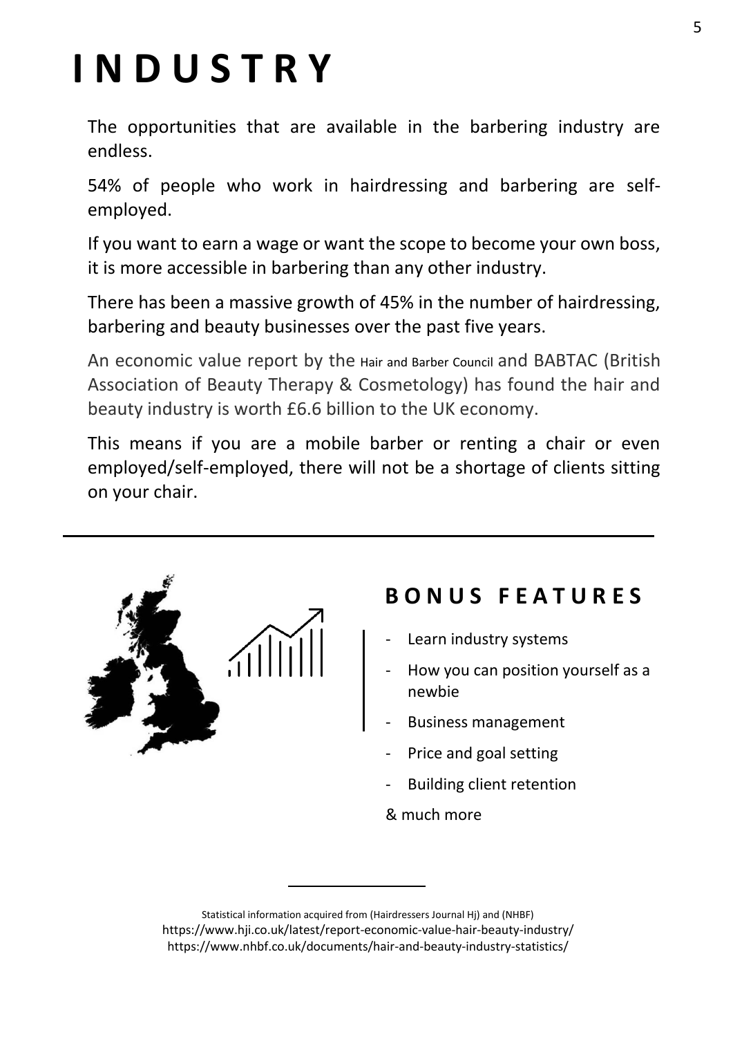# INDUSTRY

The opportunities that are available in the barbering industry are endless.

54% of people who work in hairdressing and barbering are self-employed.

If you want to earn a wage or want the scope to become your own boss, it is more accessible in barbering than any other industry.

There has been a massive growth of 45% in the number of hairdressing, barbering and beauty businesses over the past five years.

An economic value report by the Hair and Barber Council and BABTAC (British Association of Beauty Therapy & Cosmetology) has found the hair and beauty industry is worth £6.6 billion to the UK economy.

This means if you are a mobile barber or renting a chair or even employed/self-employed, there will not be a shortage of clients sitting on your chair.

---

## BONUS FEATURES

- Learn industry systems
- How you can position yourself as a newbie
- Business management
- Price and goal setting
- Building client retention

& much more

---

Statistical information acquired from (Hairdressers Journal Hj) and (NHBF)
https://www.hji.co.uk/latest/report-economic-value-hair-beauty-industry/
https://www.nhbf.co.uk/documents/hair-and-beauty-industry-statistics/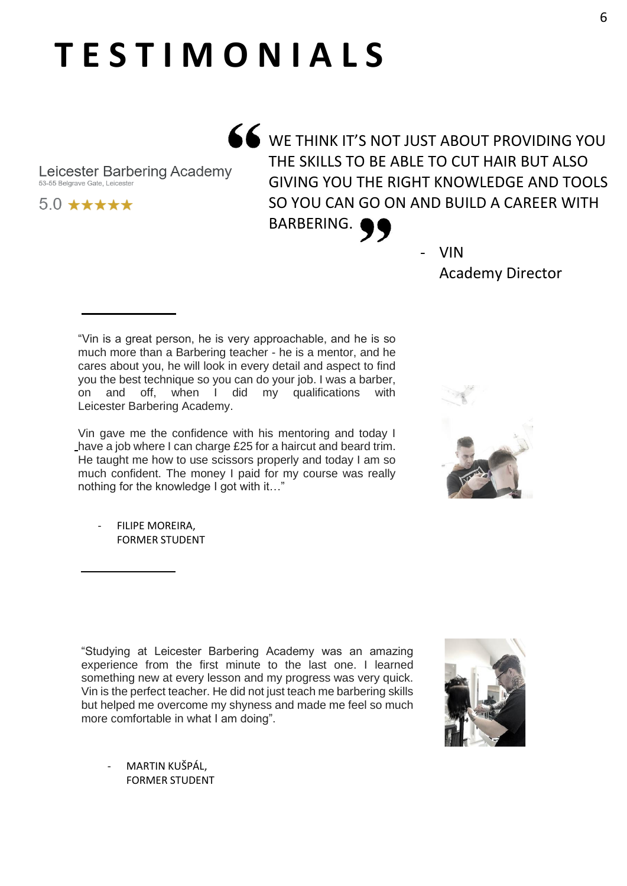# TESTIMONIALS

Leicester Barbering Academy
53-55 Belgrave Gate, Leicester
5.0 ★★★★★

> “WE THINK IT’S NOT JUST ABOUT PROVIDING YOU THE SKILLS TO BE ABLE TO CUT HAIR BUT ALSO GIVING YOU THE RIGHT KNOWLEDGE AND TOOLS SO YOU CAN GO ON AND BUILD A CAREER WITH BARBERING.”

- VIN
  Academy Director

---

“Vin is a great person, he is very approachable, and he is so much more than a Barbering teacher - he is a mentor, and he cares about you, he will look in every detail and aspect to find you the best technique so you can do your job. I was a barber, on and off, when I did my qualifications with Leicester Barbering Academy.

Vin gave me the confidence with his mentoring and today I have a job where I can charge £25 for a haircut and beard trim. He taught me how to use scissors properly and today I am so much confident. The money I paid for my course was really nothing for the knowledge I got with it…”

- FILIPE MOREIRA,
  FORMER STUDENT

---

“Studying at Leicester Barbering Academy was an amazing experience from the first minute to the last one. I learned something new at every lesson and my progress was very quick. Vin is the perfect teacher. He did not just teach me barbering skills but helped me overcome my shyness and made me feel so much more comfortable in what I am doing”.

- MARTIN KUŠPÁL,
  FORMER STUDENT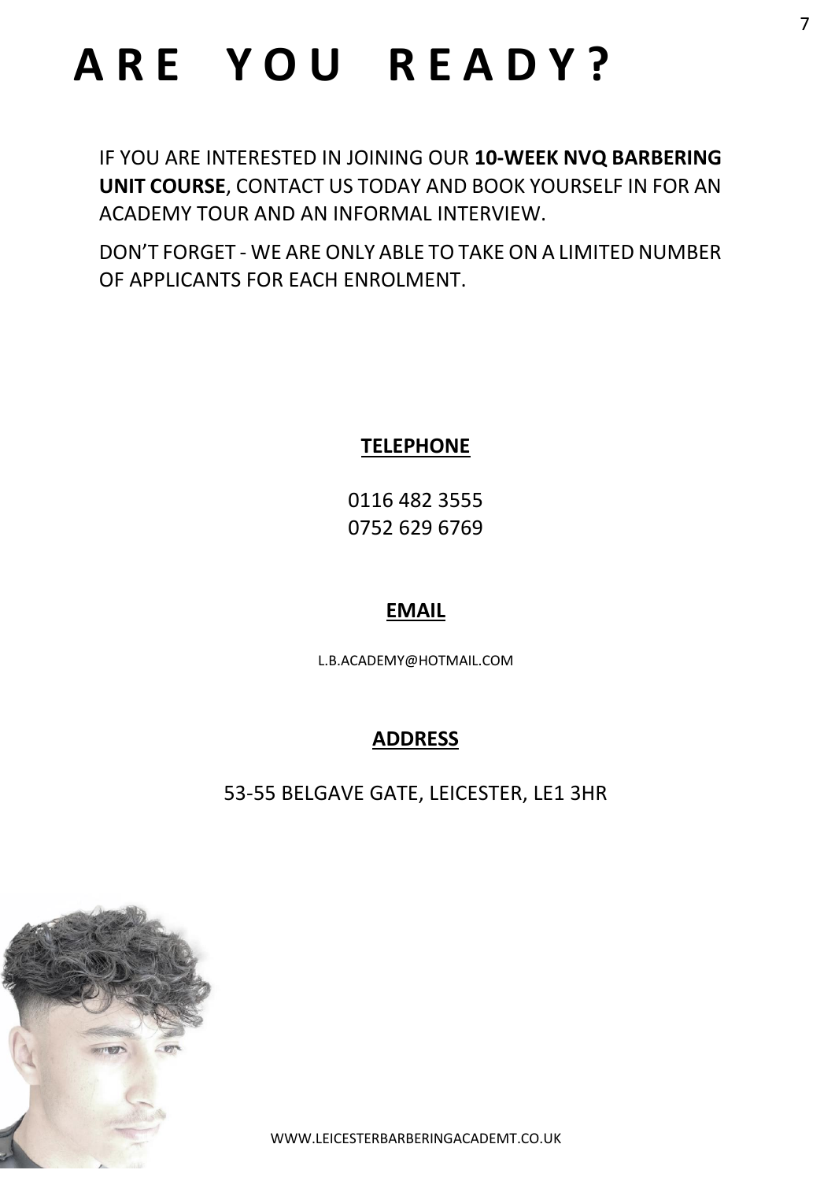# ARE YOU READY?

IF YOU ARE INTERESTED IN JOINING OUR **10-WEEK NVQ BARBERING UNIT COURSE**, CONTACT US TODAY AND BOOK YOURSELF IN FOR AN ACADEMY TOUR AND AN INFORMAL INTERVIEW.

DON'T FORGET - WE ARE ONLY ABLE TO TAKE ON A LIMITED NUMBER OF APPLICANTS FOR EACH ENROLMENT.

**TELEPHONE**

0116 482 3555
0752 629 6769

**EMAIL**

L.B.ACADEMY@HOTMAIL.COM

**ADDRESS**

53-55 BELGAVE GATE, LEICESTER, LE1 3HR

WWW.LEICESTERBARBERINGACADEMT.CO.UK